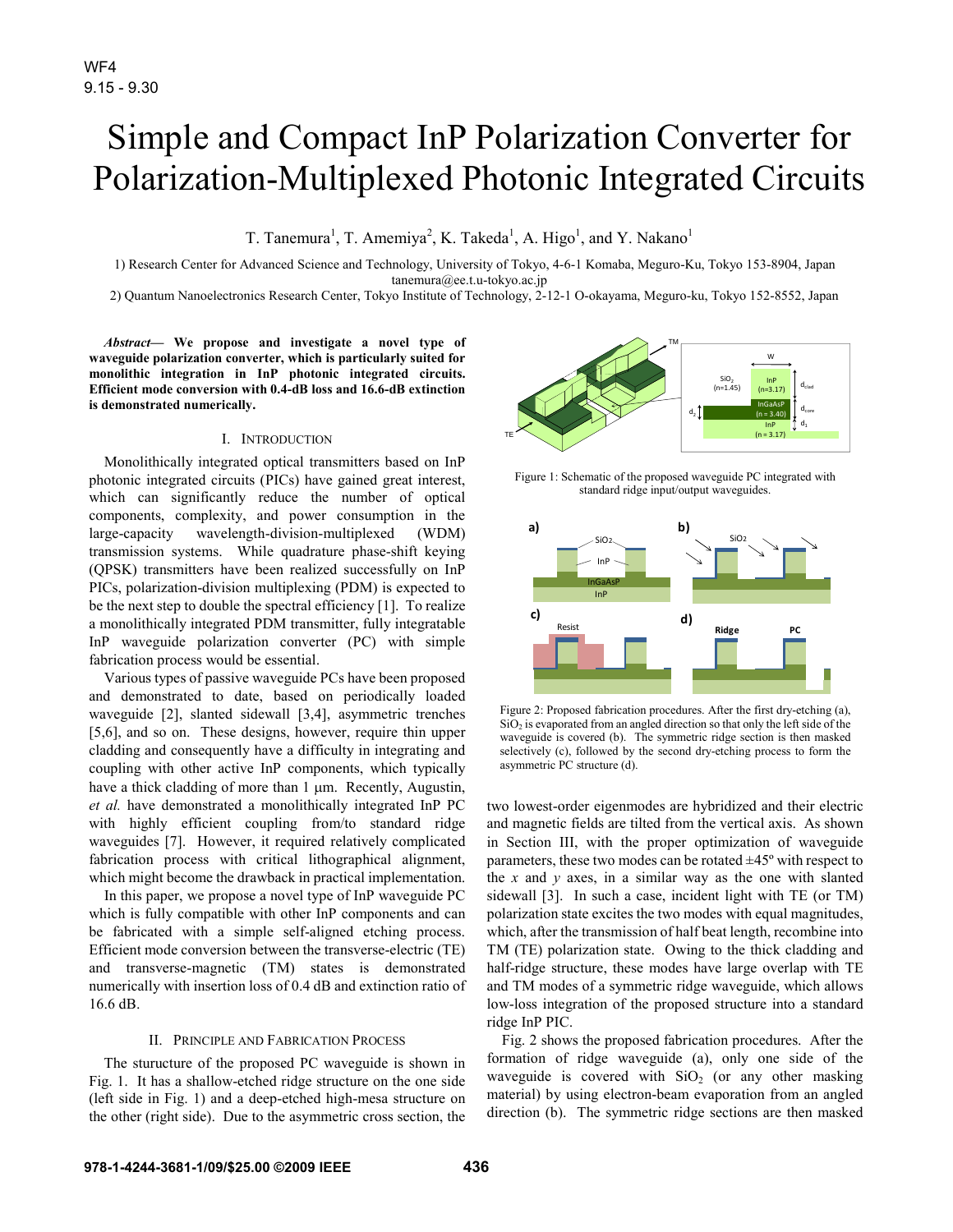WF4
9.15 - 9.30

# Simple and Compact InP Polarization Converter for Polarization-Multiplexed Photonic Integrated Circuits

T. Tanemura[1], T. Amemiya[2], K. Takeda[1], A. Higo[1], and Y. Nakano[1]

1) Research Center for Advanced Science and Technology, University of Tokyo, 4-6-1 Komaba, Meguro-Ku, Tokyo 153-8904, Japan
tanemura@ee.t.u-tokyo.ac.jp
2) Quantum Nanoelectronics Research Center, Tokyo Institute of Technology, 2-12-1 O-okayama, Meguro-ku, Tokyo 152-8552, Japan

***Abstract*— We propose and investigate a novel type of waveguide polarization converter, which is particularly suited for monolithic integration in InP photonic integrated circuits. Efficient mode conversion with 0.4-dB loss and 16.6-dB extinction is demonstrated numerically.**

## I. Introduction

Monolithically integrated optical transmitters based on InP photonic integrated circuits (PICs) have gained great interest, which can significantly reduce the number of optical components, complexity, and power consumption in the large-capacity wavelength-division-multiplexed (WDM) transmission systems. While quadrature phase-shift keying (QPSK) transmitters have been realized successfully on InP PICs, polarization-division multiplexing (PDM) is expected to be the next step to double the spectral efficiency [1]. To realize a monolithically integrated PDM transmitter, fully integratable InP waveguide polarization converter (PC) with simple fabrication process would be essential.

Various types of passive waveguide PCs have been proposed and demonstrated to date, based on periodically loaded waveguide [2], slanted sidewall [3,4], asymmetric trenches [5,6], and so on. These designs, however, require thin upper cladding and consequently have a difficulty in integrating and coupling with other active InP components, which typically have a thick cladding of more than 1 μm. Recently, Augustin, *et al.* have demonstrated a monolithically integrated InP PC with highly efficient coupling from/to standard ridge waveguides [7]. However, it required relatively complicated fabrication process with critical lithographical alignment, which might become the drawback in practical implementation.

In this paper, we propose a novel type of InP waveguide PC which is fully compatible with other InP components and can be fabricated with a simple self-aligned etching process. Efficient mode conversion between the transverse-electric (TE) and transverse-magnetic (TM) states is demonstrated numerically with insertion loss of 0.4 dB and extinction ratio of 16.6 dB.

## II. Principle and Fabrication Process

The sturucture of the proposed PC waveguide is shown in Fig. 1. It has a shallow-etched ridge structure on the one side (left side in Fig. 1) and a deep-etched high-mesa structure on the other (right side). Due to the asymmetric cross section, the two lowest-order eigenmodes are hybridized and their electric and magnetic fields are tilted from the vertical axis. As shown in Section III, with the proper optimization of waveguide parameters, these two modes can be rotated ±45º with respect to the *x* and *y* axes, in a similar way as the one with slanted sidewall [3]. In such a case, incident light with TE (or TM) polarization state excites the two modes with equal magnitudes, which, after the transmission of half beat length, recombine into TM (TE) polarization state. Owing to the thick cladding and half-ridge structure, these modes have large overlap with TE and TM modes of a symmetric ridge waveguide, which allows low-loss integration of the proposed structure into a standard ridge InP PIC.

Figure 1: Schematic of the proposed waveguide PC integrated with standard ridge input/output waveguides.

Figure 2: Proposed fabrication procedures. After the first dry-etching (a), $SiO_2$ is evaporated from an angled direction so that only the left side of the waveguide is covered (b). The symmetric ridge section is then masked selectively (c), followed by the second dry-etching process to form the asymmetric PC structure (d).

Fig. 2 shows the proposed fabrication procedures. After the formation of ridge waveguide (a), only one side of the waveguide is covered with $SiO_2$ (or any other masking material) by using electron-beam evaporation from an angled direction (b). The symmetric ridge sections are then masked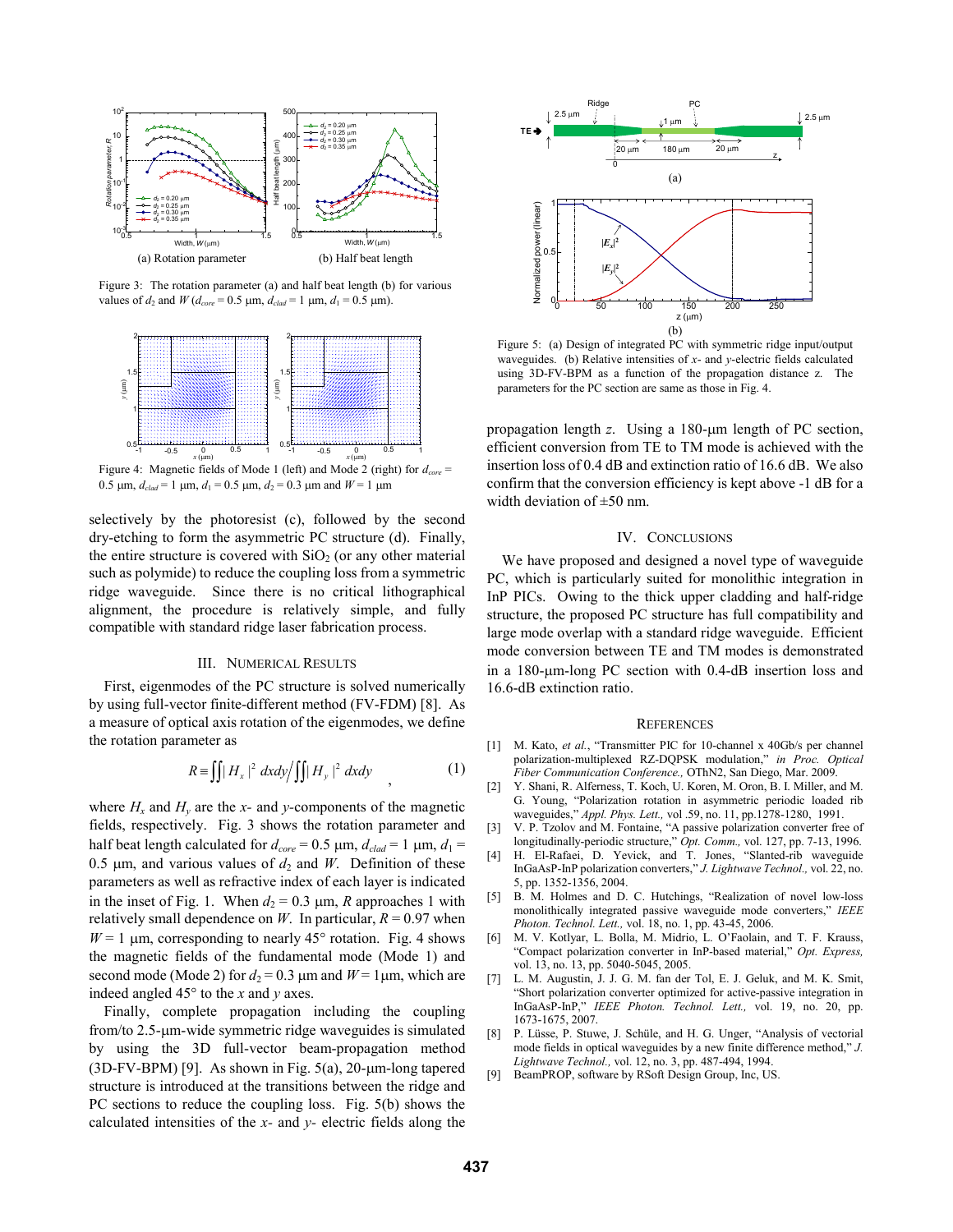10²
10
1
10⁻¹
10⁻²
10⁻³
Rotation parameter, R
0.5
1
1.5
Width, W (μm)
$d_2$ = 0.20 μm
$d_2$ = 0.25 μm
$d_2$ = 0.30 μm
$d_2$ = 0.35 μm

(a) Rotation parameter

500
400
300
200
100
0
Half beat length (μm)
0.5
1
1.5
Width, W (μm)
$d_2$ = 0.20 μm
$d_2$ = 0.25 μm
$d_2$ = 0.30 μm
$d_2$ = 0.35 μm

(b) Half beat length

Figure 3: The rotation parameter (a) and half beat length (b) for various values of $d_2$ and $W$ ($d_{core}$ = 0.5 μm, $d_{clad}$ = 1 μm, $d_1$ = 0.5 μm).

2
1.5
1
0.5
y (μm)
-1
-0.5
0
0.5
1
x (μm)

2
1.5
1
0.5
y (μm)
-1
-0.5
0
0.5
1
x (μm)

Figure 4: Magnetic fields of Mode 1 (left) and Mode 2 (right) for $d_{core}$ = 0.5 μm, $d_{clad}$ = 1 μm, $d_1$ = 0.5 μm, $d_2$ = 0.3 μm and $W$ = 1 μm

selectively by the photoresist (c), followed by the second dry-etching to form the asymmetric PC structure (d). Finally, the entire structure is covered with $SiO_2$ (or any other material such as polymide) to reduce the coupling loss from a symmetric ridge waveguide. Since there is no critical lithographical alignment, the procedure is relatively simple, and fully compatible with standard ridge laser fabrication process.

## III. Numerical Results

First, eigenmodes of the PC structure is solved numerically by using full-vector finite-different method (FV-FDM) [8]. As a measure of optical axis rotation of the eigenmodes, we define the rotation parameter as

$$R \equiv \iint |H_x|^2 \, dxdy \Big/ \iint |H_y|^2 \, dxdy \quad , \qquad (1)$$

where $H_x$ and $H_y$ are the $x$- and $y$-components of the magnetic fields, respectively. Fig. 3 shows the rotation parameter and half beat length calculated for $d_{core}$ = 0.5 μm, $d_{clad}$ = 1 μm, $d_1$ = 0.5 μm, and various values of $d_2$ and $W$. Definition of these parameters as well as refractive index of each layer is indicated in the inset of Fig. 1. When $d_2$ = 0.3 μm, $R$ approaches 1 with relatively small dependence on $W$. In particular, $R$ = 0.97 when $W$ = 1 μm, corresponding to nearly 45° rotation. Fig. 4 shows the magnetic fields of the fundamental mode (Mode 1) and second mode (Mode 2) for $d_2$ = 0.3 μm and $W$ = 1μm, which are indeed angled 45° to the $x$ and $y$ axes.

Finally, complete propagation including the coupling from/to 2.5-μm-wide symmetric ridge waveguides is simulated by using the 3D full-vector beam-propagation method (3D-FV-BPM) [9]. As shown in Fig. 5(a), 20-μm-long tapered structure is introduced at the transitions between the ridge and PC sections to reduce the coupling loss. Fig. 5(b) shows the calculated intensities of the $x$- and $y$- electric fields along the

Ridge
PC
2.5 μm
TE
1 μm
2.5 μm
20 μm
180 μm
20 μm
0
z

(a)

1
0.5
0
Normalized power (linear)
$|E_x|^2$
$|E_y|^2$
0
50
100
150
200
250
z (μm)

(b)

Figure 5: (a) Design of integrated PC with symmetric ridge input/output waveguides. (b) Relative intensities of $x$- and $y$-electric fields calculated using 3D-FV-BPM as a function of the propagation distance z. The parameters for the PC section are same as those in Fig. 4.

propagation length $z$. Using a 180-μm length of PC section, efficient conversion from TE to TM mode is achieved with the insertion loss of 0.4 dB and extinction ratio of 16.6 dB. We also confirm that the conversion efficiency is kept above -1 dB for a width deviation of ±50 nm.

## IV. Conclusions

We have proposed and designed a novel type of waveguide PC, which is particularly suited for monolithic integration in InP PICs. Owing to the thick upper cladding and half-ridge structure, the proposed PC structure has full compatibility and large mode overlap with a standard ridge waveguide. Efficient mode conversion between TE and TM modes is demonstrated in a 180-μm-long PC section with 0.4-dB insertion loss and 16.6-dB extinction ratio.

## References

[1] M. Kato, *et al.*, "Transmitter PIC for 10-channel x 40Gb/s per channel polarization-multiplexed RZ-DQPSK modulation," *in Proc. Optical Fiber Communication Conference.,* OThN2, San Diego, Mar. 2009.

[2] Y. Shani, R. Alferness, T. Koch, U. Koren, M. Oron, B. I. Miller, and M. G. Young, "Polarization rotation in asymmetric periodic loaded rib waveguides," *Appl. Phys. Lett.,* vol .59, no. 11, pp.1278-1280, 1991.

[3] V. P. Tzolov and M. Fontaine, "A passive polarization converter free of longitudinally-periodic structure," *Opt. Comm.,* vol. 127, pp. 7-13, 1996.

[4] H. El-Rafaei, D. Yevick, and T. Jones, "Slanted-rib waveguide InGaAsP-InP polarization converters," *J. Lightwave Technol.,* vol. 22, no. 5, pp. 1352-1356, 2004.

[5] B. M. Holmes and D. C. Hutchings, "Realization of novel low-loss monolithically integrated passive waveguide mode converters," *IEEE Photon. Technol. Lett.,* vol. 18, no. 1, pp. 43-45, 2006.

[6] M. V. Kotlyar, L. Bolla, M. Midrio, L. O'Faolain, and T. F. Krauss, "Compact polarization converter in InP-based material," *Opt. Express,* vol. 13, no. 13, pp. 5040-5045, 2005.

[7] L. M. Augustin, J. J. G. M. fan der Tol, E. J. Geluk, and M. K. Smit, "Short polarization converter optimized for active-passive integration in InGaAsP-InP," *IEEE Photon. Technol. Lett.,* vol. 19, no. 20, pp. 1673-1675, 2007.

[8] P. Lüsse, P. Stuwe, J. Schüle, and H. G. Unger, "Analysis of vectorial mode fields in optical waveguides by a new finite difference method," *J. Lightwave Technol.,* vol. 12, no. 3, pp. 487-494, 1994.

[9] BeamPROP, software by RSoft Design Group, Inc, US.